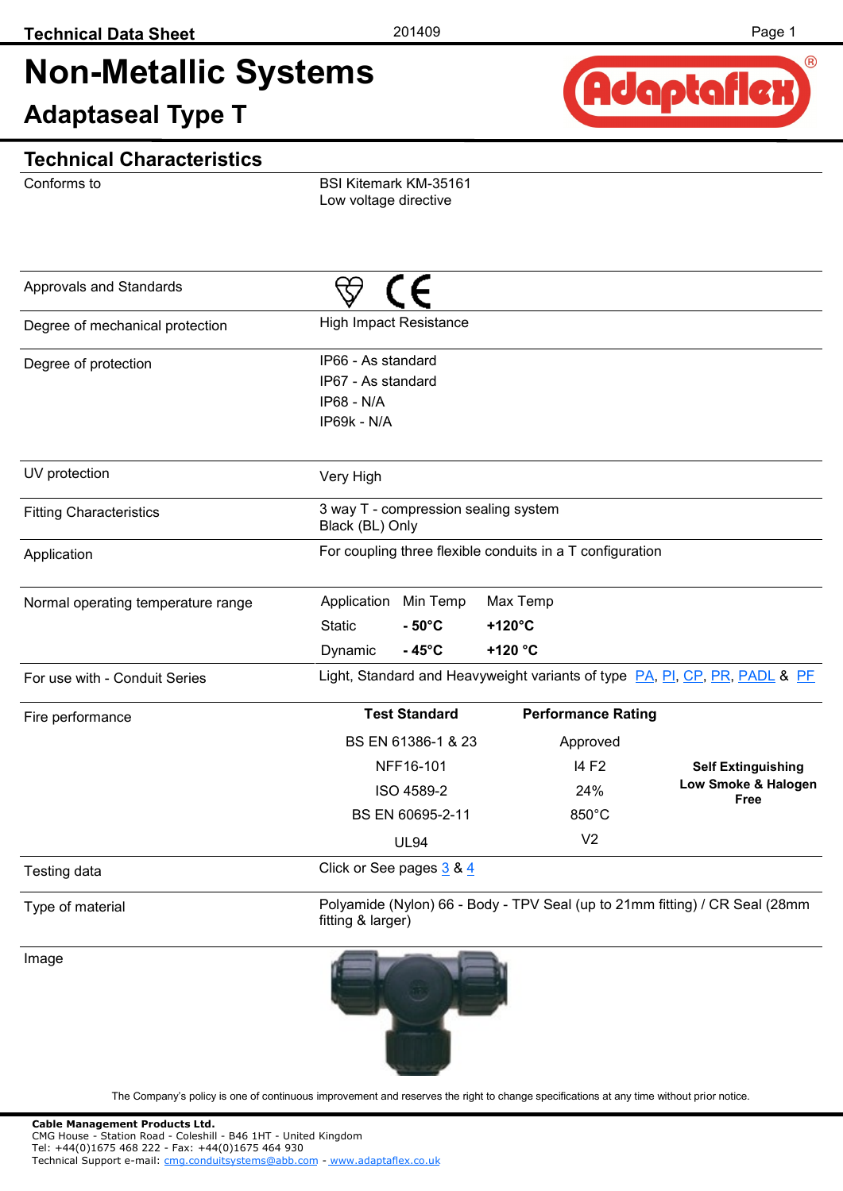# Non-Metallic Systems

## Adaptaseal Type T

## Technical Characteristics

| | |
|---|---|
| Conforms to | BSI Kitemark KM-35161<br>Low voltage directive |
| Approvals and Standards | |
| Degree of mechanical protection | High Impact Resistance |
| Degree of protection | IP66 - As standard<br>IP67 - As standard<br>IP68 - N/A<br>IP69k - N/A |
| UV protection | Very High |
| Fitting Characteristics | 3 way T - compression sealing system<br>Black (BL) Only |
| Application | For coupling three flexible conduits in a T configuration |
| Normal operating temperature range | Application / Min Temp / Max Temp<br>Static: **- 50°C** / **+120°C**<br>Dynamic: **- 45°C** / **+120 °C** |
| For use with - Conduit Series | Light, Standard and Heavyweight variants of type PA, PI, CP, PR, PADL & PF |
| Fire performance | See table below |
| Testing data | Click or See pages 3 & 4 |
| Type of material | Polyamide (Nylon) 66 - Body - TPV Seal (up to 21mm fitting) / CR Seal (28mm fitting & larger) |
| Image | |

**Fire performance**

| Test Standard | Performance Rating | |
|---|---|---|
| BS EN 61386-1 & 23 | Approved | |
| NFF16-101 | I4 F2 | **Self Extinguishing** |
| ISO 4589-2 | 24% | **Low Smoke & Halogen Free** |
| BS EN 60695-2-11 | 850°C | |
| UL94 | V2 | |

The Company's policy is one of continuous improvement and reserves the right to change specifications at any time without prior notice.

**Cable Management Products Ltd.**
CMG House - Station Road - Coleshill - B46 1HT - United Kingdom
Tel: +44(0)1675 468 222 - Fax: +44(0)1675 464 930
Technical Support e-mail: cmg.conduitsystems@abb.com - www.adaptaflex.co.uk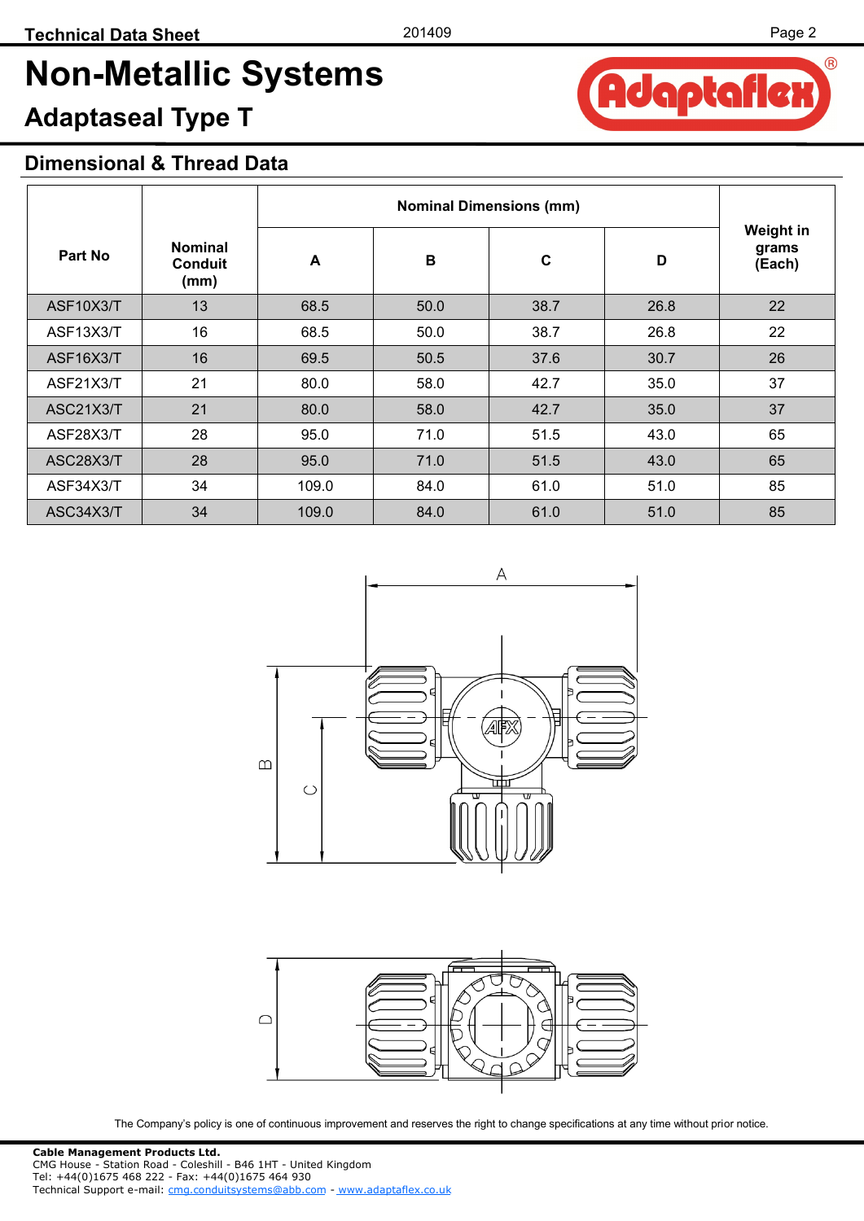# Non-Metallic Systems

## Adaptaseal Type T

### Dimensional & Thread Data

| Part No | Nominal Conduit (mm) | Nominal Dimensions (mm) | | | | Weight in grams (Each) |
|---|---|---|---|---|---|---|
| | | A | B | C | D | |
| ASF10X3/T | 13 | 68.5 | 50.0 | 38.7 | 26.8 | 22 |
| ASF13X3/T | 16 | 68.5 | 50.0 | 38.7 | 26.8 | 22 |
| ASF16X3/T | 16 | 69.5 | 50.5 | 37.6 | 30.7 | 26 |
| ASF21X3/T | 21 | 80.0 | 58.0 | 42.7 | 35.0 | 37 |
| ASC21X3/T | 21 | 80.0 | 58.0 | 42.7 | 35.0 | 37 |
| ASF28X3/T | 28 | 95.0 | 71.0 | 51.5 | 43.0 | 65 |
| ASC28X3/T | 28 | 95.0 | 71.0 | 51.5 | 43.0 | 65 |
| ASF34X3/T | 34 | 109.0 | 84.0 | 61.0 | 51.0 | 85 |
| ASC34X3/T | 34 | 109.0 | 84.0 | 61.0 | 51.0 | 85 |

A

B

C

AFX

D

The Company's policy is one of continuous improvement and reserves the right to change specifications at any time without prior notice.

**Cable Management Products Ltd.**
CMG House - Station Road - Coleshill - B46 1HT - United Kingdom
Tel: +44(0)1675 468 222 - Fax: +44(0)1675 464 930
Technical Support e-mail: cmg.conduitsystems@abb.com - www.adaptaflex.co.uk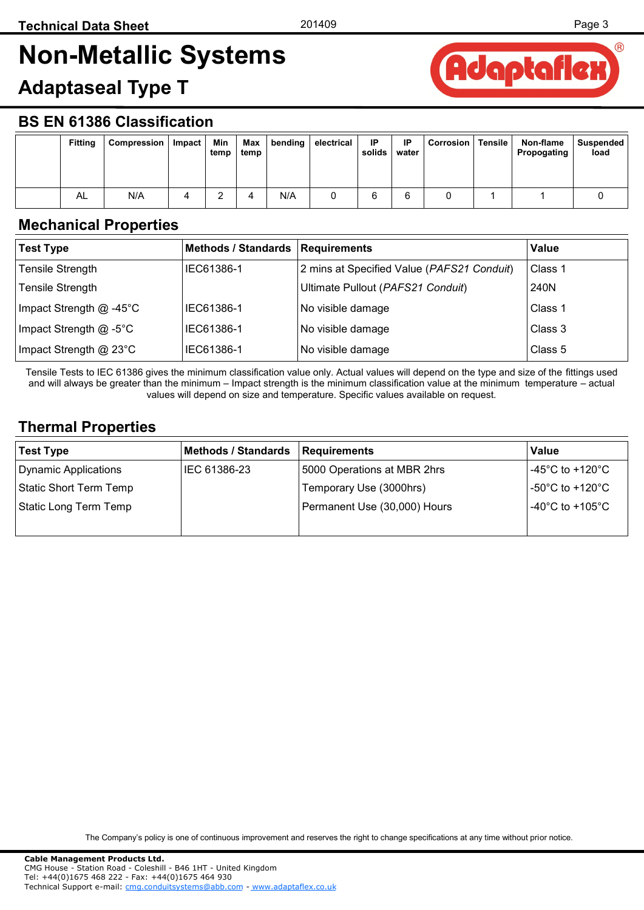# Non-Metallic Systems

## Adaptaseal Type T

## BS EN 61386 Classification

| | Fitting | Compression | Impact | Min temp | Max temp | bending | electrical | IP solids | IP water | Corrosion | Tensile | Non-flame Propogating | Suspended load |
|---|---|---|---|---|---|---|---|---|---|---|---|---|---|
| | AL | N/A | 4 | 2 | 4 | N/A | 0 | 6 | 6 | 0 | 1 | 1 | 0 |

## Mechanical Properties

| Test Type | Methods / Standards | Requirements | Value |
|---|---|---|---|
| Tensile Strength | IEC61386-1 | 2 mins at Specified Value (*PAFS21 Conduit*) | Class 1 |
| Tensile Strength | | Ultimate Pullout (*PAFS21 Conduit*) | 240N |
| Impact Strength @ -45°C | IEC61386-1 | No visible damage | Class 1 |
| Impact Strength @ -5°C | IEC61386-1 | No visible damage | Class 3 |
| Impact Strength @ 23°C | IEC61386-1 | No visible damage | Class 5 |

Tensile Tests to IEC 61386 gives the minimum classification value only. Actual values will depend on the type and size of the fittings used and will always be greater than the minimum – Impact strength is the minimum classification value at the minimum temperature – actual values will depend on size and temperature. Specific values available on request.

## Thermal Properties

| Test Type | Methods / Standards | Requirements | Value |
|---|---|---|---|
| Dynamic Applications | IEC 61386-23 | 5000 Operations at MBR 2hrs | -45°C to +120°C |
| Static Short Term Temp | | Temporary Use (3000hrs) | -50°C to +120°C |
| Static Long Term Temp | | Permanent Use (30,000) Hours | -40°C to +105°C |

The Company's policy is one of continuous improvement and reserves the right to change specifications at any time without prior notice.

**Cable Management Products Ltd.**
CMG House - Station Road - Coleshill - B46 1HT - United Kingdom
Tel: +44(0)1675 468 222 - Fax: +44(0)1675 464 930
Technical Support e-mail: cmg.conduitsystems@abb.com - www.adaptaflex.co.uk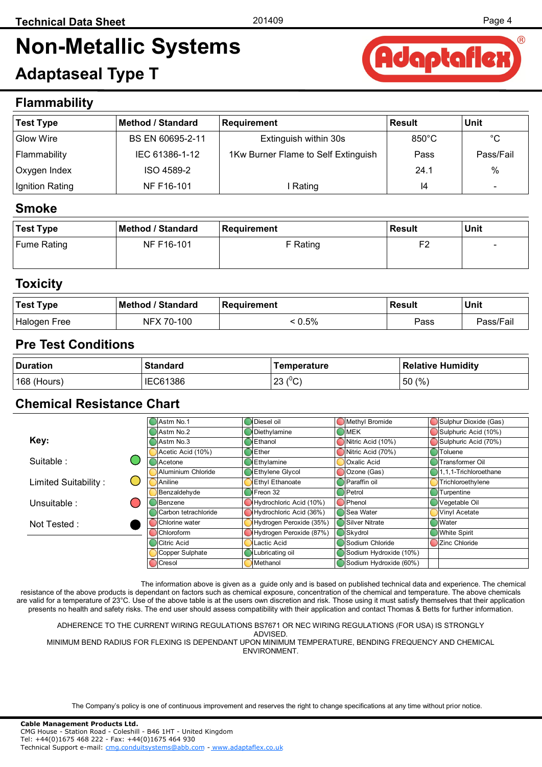# Non-Metallic Systems

## Adaptaseal Type T

## Flammability

| Test Type | Method / Standard | Requirement | Result | Unit |
|---|---|---|---|---|
| Glow Wire | BS EN 60695-2-11 | Extinguish within 30s | 850°C | °C |
| Flammability | IEC 61386-1-12 | 1Kw Burner Flame to Self Extinguish | Pass | Pass/Fail |
| Oxygen Index | ISO 4589-2 | | 24.1 | % |
| Ignition Rating | NF F16-101 | I Rating | I4 | - |

## Smoke

| Test Type | Method / Standard | Requirement | Result | Unit |
|---|---|---|---|---|
| Fume Rating | NF F16-101 | F Rating | F2 | - |

## Toxicity

| Test Type | Method / Standard | Requirement | Result | Unit |
|---|---|---|---|---|
| Halogen Free | NFX 70-100 | < 0.5% | Pass | Pass/Fail |

## Pre Test Conditions

| Duration | Standard | Temperature | Relative Humidity |
|---|---|---|---|
| 168 (Hours) | IEC61386 | 23 ($^{0}$C) | 50 (%) |

## Chemical Resistance Chart

**Key:**

- Suitable : Green
- Limited Suitability : Yellow
- Unsuitable : Red
- Not Tested : Black

| Chemical | Rating | Chemical | Rating | Chemical | Rating | Chemical | Rating |
|---|---|---|---|---|---|---|---|
| Astm No.1 | Suitable | Diesel oil | Suitable | Methyl Bromide | Unsuitable | Sulphur Dioxide (Gas) | Unsuitable |
| Astm No.2 | Suitable | Diethylamine | Suitable | MEK | Suitable | Sulphuric Acid (10%) | Unsuitable |
| Astm No.3 | Suitable | Ethanol | Suitable | Nitric Acid (10%) | Unsuitable | Sulphuric Acid (70%) | Unsuitable |
| Acetic Acid (10%) | Limited Suitability | Ether | Suitable | Nitric Acid (70%) | Unsuitable | Toluene | Suitable |
| Acetone | Suitable | Ethylamine | Suitable | Oxalic Acid | Suitable | Transformer Oil | Suitable |
| Aluminium Chloride | Suitable | Ethylene Glycol | Suitable | Ozone (Gas) | Unsuitable | 1,1,1-Trichloroethane | Suitable |
| Aniline | Limited Suitability | Ethyl Ethanoate | Limited Suitability | Paraffin oil | Suitable | Trichloroethylene | Limited Suitability |
| Benzaldehyde | Limited Suitability | Freon 32 | Suitable | Petrol | Suitable | Turpentine | Suitable |
| Benzene | Suitable | Hydrochloric Acid (10%) | Unsuitable | Phenol | Unsuitable | Vegetable Oil | Suitable |
| Carbon tetrachloride | Suitable | Hydrochloric Acid (36%) | Unsuitable | Sea Water | Suitable | Vinyl Acetate | Limited Suitability |
| Chlorine water | Unsuitable | Hydrogen Peroxide (35%) | Limited Suitability | Silver Nitrate | Suitable | Water | Suitable |
| Chloroform | Unsuitable | Hydrogen Peroxide (87%) | Unsuitable | Skydrol | Suitable | White Spirit | Suitable |
| Citric Acid | Suitable | Lactic Acid | Limited Suitability | Sodium Chloride | Suitable | Zinc Chloride | Unsuitable |
| Copper Sulphate | Limited Suitability | Lubricating oil | Suitable | Sodium Hydroxide (10%) | Suitable | | |
| Cresol | Unsuitable | Methanol | Limited Suitability | Sodium Hydroxide (60%) | Suitable | | |

The information above is given as a guide only and is based on published technical data and experience. The chemical resistance of the above products is dependant on factors such as chemical exposure, concentration of the chemical and temperature. The above chemicals are valid for a temperature of 23°C. Use of the above table is at the users own discretion and risk. Those using it must satisfy themselves that their application presents no health and safety risks. The end user should assess compatibility with their application and contact Thomas & Betts for further information.

ADHERENCE TO THE CURRENT WIRING REGULATIONS BS7671 OR NEC WIRING REGULATIONS (FOR USA) IS STRONGLY ADVISED.

MINIMUM BEND RADIUS FOR FLEXING IS DEPENDANT UPON MINIMUM TEMPERATURE, BENDING FREQUENCY AND CHEMICAL ENVIRONMENT.